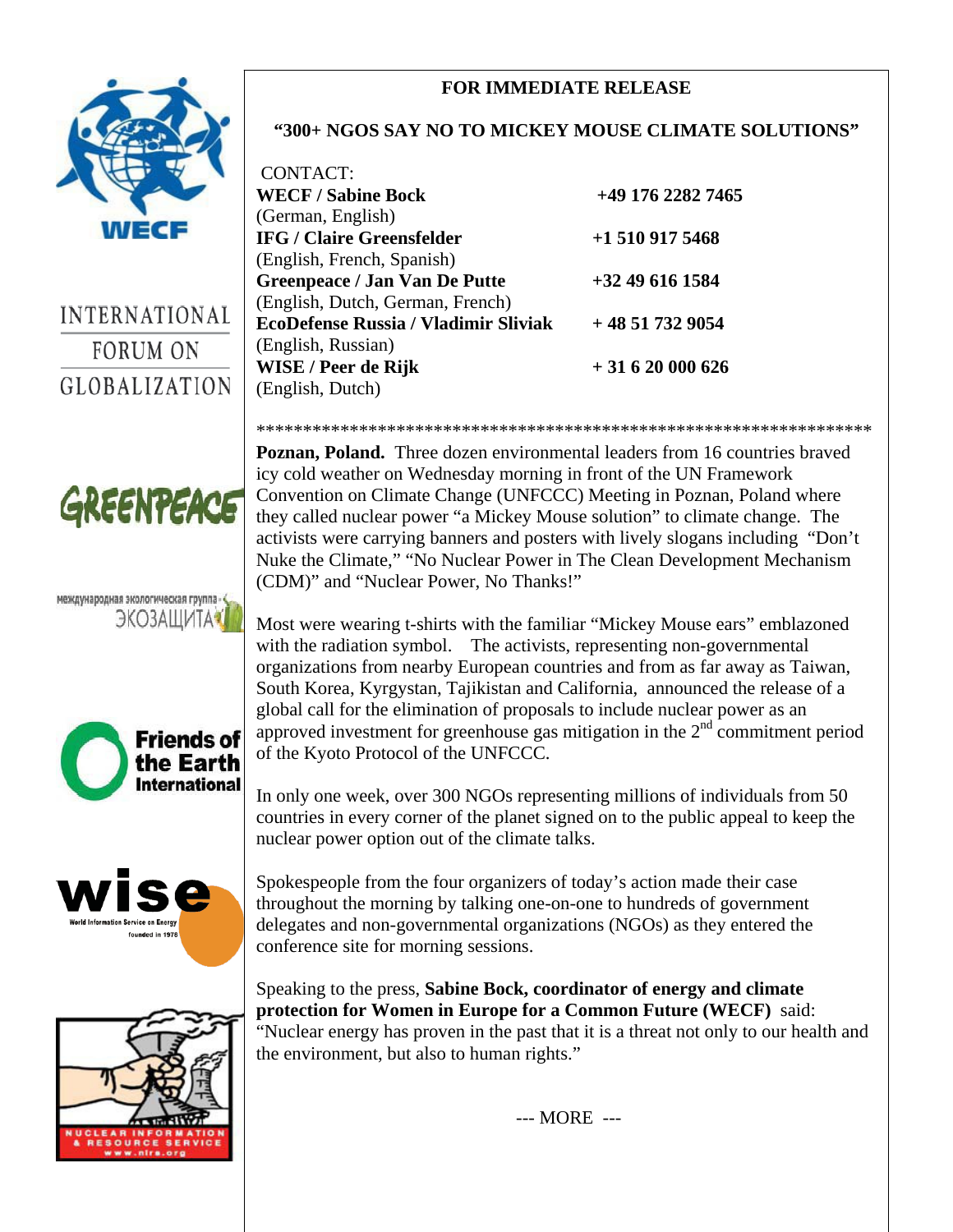**FOR IMMEDIATE RELEASE**

## "300+ NGOS SAY NO TO MICKEY MOUSE CLIMATE SOLUTIONS"

CONTACT:

| | |
|---|---|
| **WECF / Sabine Bock** (German, English) | **+49 176 2282 7465** |
| **IFG / Claire Greensfelder** (English, French, Spanish) | **+1 510 917 5468** |
| **Greenpeace / Jan Van De Putte** (English, Dutch, German, French) | **+32 49 616 1584** |
| **EcoDefense Russia / Vladimir Sliviak** (English, Russian) | **+ 48 51 732 9054** |
| **WISE / Peer de Rijk** (English, Dutch) | **+ 31 6 20 000 626** |

*******************************************************************

**Poznan, Poland.** Three dozen environmental leaders from 16 countries braved icy cold weather on Wednesday morning in front of the UN Framework Convention on Climate Change (UNFCCC) Meeting in Poznan, Poland where they called nuclear power "a Mickey Mouse solution" to climate change. The activists were carrying banners and posters with lively slogans including "Don't Nuke the Climate," "No Nuclear Power in The Clean Development Mechanism (CDM)" and "Nuclear Power, No Thanks!"

Most were wearing t-shirts with the familiar "Mickey Mouse ears" emblazoned with the radiation symbol. The activists, representing non-governmental organizations from nearby European countries and from as far away as Taiwan, South Korea, Kyrgystan, Tajikistan and California, announced the release of a global call for the elimination of proposals to include nuclear power as an approved investment for greenhouse gas mitigation in the 2nd commitment period of the Kyoto Protocol of the UNFCCC.

In only one week, over 300 NGOs representing millions of individuals from 50 countries in every corner of the planet signed on to the public appeal to keep the nuclear power option out of the climate talks.

Spokespeople from the four organizers of today's action made their case throughout the morning by talking one-on-one to hundreds of government delegates and non-governmental organizations (NGOs) as they entered the conference site for morning sessions.

Speaking to the press, **Sabine Bock, coordinator of energy and climate protection for Women in Europe for a Common Future (WECF)** said: "Nuclear energy has proven in the past that it is a threat not only to our health and the environment, but also to human rights."

--- MORE ---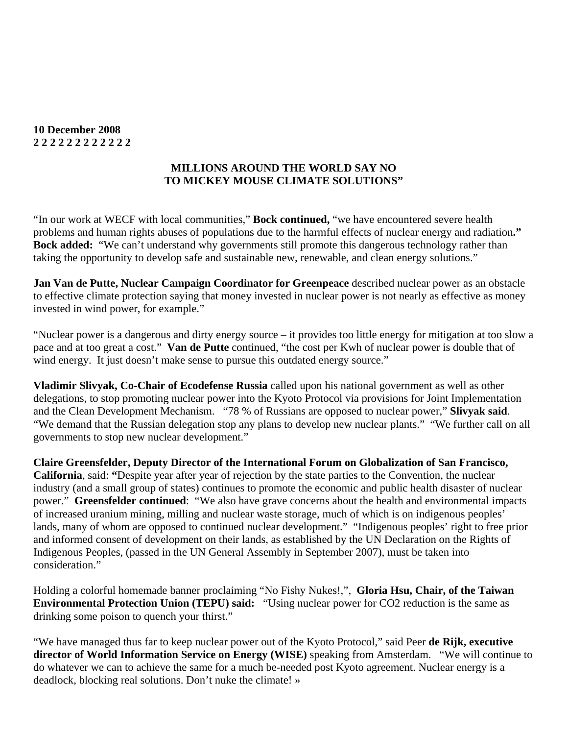**10 December 2008**
**2 2 2 2 2 2 2 2 2 2 2 2**

**MILLIONS AROUND THE WORLD SAY NO TO MICKEY MOUSE CLIMATE SOLUTIONS"**

"In our work at WECF with local communities," **Bock continued,** "we have encountered severe health problems and human rights abuses of populations due to the harmful effects of nuclear energy and radiation**."** **Bock added:** "We can't understand why governments still promote this dangerous technology rather than taking the opportunity to develop safe and sustainable new, renewable, and clean energy solutions."

**Jan Van de Putte, Nuclear Campaign Coordinator for Greenpeace** described nuclear power as an obstacle to effective climate protection saying that money invested in nuclear power is not nearly as effective as money invested in wind power, for example."

"Nuclear power is a dangerous and dirty energy source – it provides too little energy for mitigation at too slow a pace and at too great a cost." **Van de Putte** continued, "the cost per Kwh of nuclear power is double that of wind energy. It just doesn't make sense to pursue this outdated energy source."

**Vladimir Slivyak, Co-Chair of Ecodefense Russia** called upon his national government as well as other delegations, to stop promoting nuclear power into the Kyoto Protocol via provisions for Joint Implementation and the Clean Development Mechanism. "78 % of Russians are opposed to nuclear power," **Slivyak said**. "We demand that the Russian delegation stop any plans to develop new nuclear plants." "We further call on all governments to stop new nuclear development."

**Claire Greensfelder, Deputy Director of the International Forum on Globalization of San Francisco, California**, said: **"**Despite year after year of rejection by the state parties to the Convention, the nuclear industry (and a small group of states) continues to promote the economic and public health disaster of nuclear power." **Greensfelder continued**: "We also have grave concerns about the health and environmental impacts of increased uranium mining, milling and nuclear waste storage, much of which is on indigenous peoples' lands, many of whom are opposed to continued nuclear development." "Indigenous peoples' right to free prior and informed consent of development on their lands, as established by the UN Declaration on the Rights of Indigenous Peoples, (passed in the UN General Assembly in September 2007), must be taken into consideration."

Holding a colorful homemade banner proclaiming "No Fishy Nukes!,", **Gloria Hsu, Chair, of the Taiwan Environmental Protection Union (TEPU) said:** "Using nuclear power for CO2 reduction is the same as drinking some poison to quench your thirst."

"We have managed thus far to keep nuclear power out of the Kyoto Protocol," said Peer **de Rijk, executive director of World Information Service on Energy (WISE)** speaking from Amsterdam. "We will continue to do whatever we can to achieve the same for a much be-needed post Kyoto agreement. Nuclear energy is a deadlock, blocking real solutions. Don't nuke the climate! »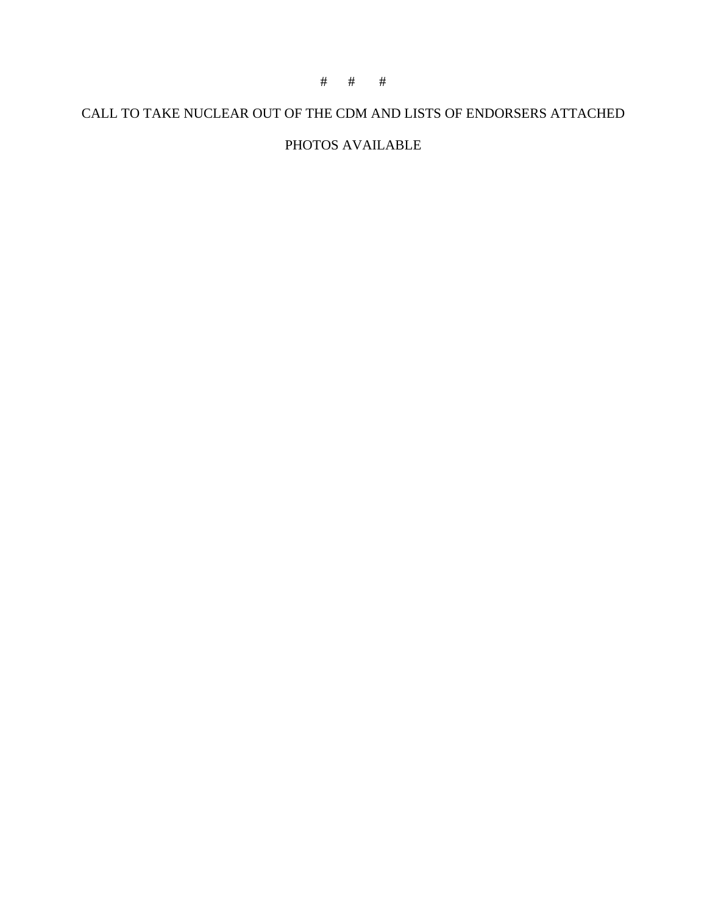#      #      #

CALL TO TAKE NUCLEAR OUT OF THE CDM AND LISTS OF ENDORSERS ATTACHED

PHOTOS AVAILABLE